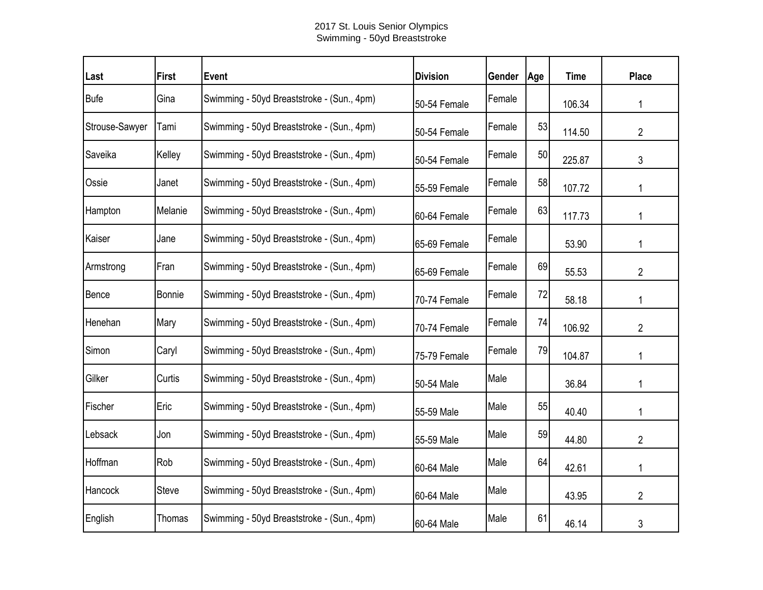2017 St. Louis Senior Olympics
Swimming - 50yd Breaststroke

| Last | First | Event | Division | Gender | Age | Time | Place |
| --- | --- | --- | --- | --- | --- | --- | --- |
| Bufe | Gina | Swimming - 50yd Breaststroke - (Sun., 4pm) | 50-54 Female | Female | | 106.34 | 1 |
| Strouse-Sawyer | Tami | Swimming - 50yd Breaststroke - (Sun., 4pm) | 50-54 Female | Female | 53 | 114.50 | 2 |
| Saveika | Kelley | Swimming - 50yd Breaststroke - (Sun., 4pm) | 50-54 Female | Female | 50 | 225.87 | 3 |
| Ossie | Janet | Swimming - 50yd Breaststroke - (Sun., 4pm) | 55-59 Female | Female | 58 | 107.72 | 1 |
| Hampton | Melanie | Swimming - 50yd Breaststroke - (Sun., 4pm) | 60-64 Female | Female | 63 | 117.73 | 1 |
| Kaiser | Jane | Swimming - 50yd Breaststroke - (Sun., 4pm) | 65-69 Female | Female | | 53.90 | 1 |
| Armstrong | Fran | Swimming - 50yd Breaststroke - (Sun., 4pm) | 65-69 Female | Female | 69 | 55.53 | 2 |
| Bence | Bonnie | Swimming - 50yd Breaststroke - (Sun., 4pm) | 70-74 Female | Female | 72 | 58.18 | 1 |
| Henehan | Mary | Swimming - 50yd Breaststroke - (Sun., 4pm) | 70-74 Female | Female | 74 | 106.92 | 2 |
| Simon | Caryl | Swimming - 50yd Breaststroke - (Sun., 4pm) | 75-79 Female | Female | 79 | 104.87 | 1 |
| Gilker | Curtis | Swimming - 50yd Breaststroke - (Sun., 4pm) | 50-54 Male | Male | | 36.84 | 1 |
| Fischer | Eric | Swimming - 50yd Breaststroke - (Sun., 4pm) | 55-59 Male | Male | 55 | 40.40 | 1 |
| Lebsack | Jon | Swimming - 50yd Breaststroke - (Sun., 4pm) | 55-59 Male | Male | 59 | 44.80 | 2 |
| Hoffman | Rob | Swimming - 50yd Breaststroke - (Sun., 4pm) | 60-64 Male | Male | 64 | 42.61 | 1 |
| Hancock | Steve | Swimming - 50yd Breaststroke - (Sun., 4pm) | 60-64 Male | Male | | 43.95 | 2 |
| English | Thomas | Swimming - 50yd Breaststroke - (Sun., 4pm) | 60-64 Male | Male | 61 | 46.14 | 3 |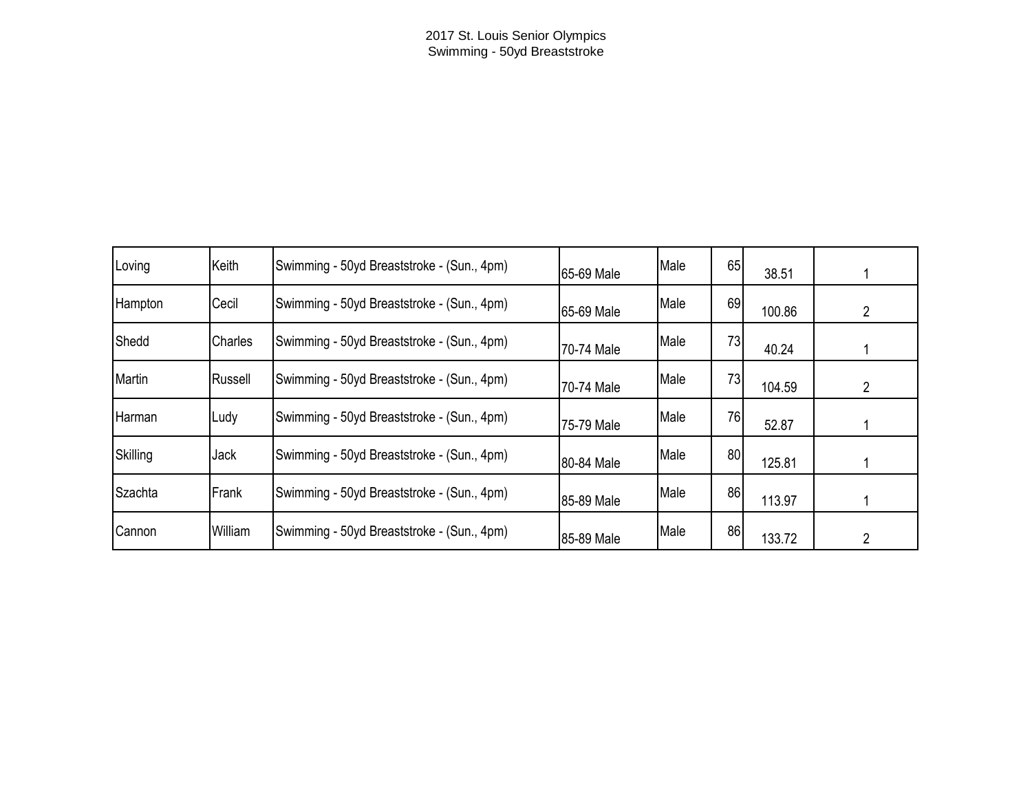2017 St. Louis Senior Olympics
Swimming - 50yd Breaststroke

| | | | | | | | |
|---|---|---|---|---|---|---|---|
| Loving | Keith | Swimming - 50yd Breaststroke - (Sun., 4pm) | 65-69 Male | Male | 65 | 38.51 | 1 |
| Hampton | Cecil | Swimming - 50yd Breaststroke - (Sun., 4pm) | 65-69 Male | Male | 69 | 100.86 | 2 |
| Shedd | Charles | Swimming - 50yd Breaststroke - (Sun., 4pm) | 70-74 Male | Male | 73 | 40.24 | 1 |
| Martin | Russell | Swimming - 50yd Breaststroke - (Sun., 4pm) | 70-74 Male | Male | 73 | 104.59 | 2 |
| Harman | Ludy | Swimming - 50yd Breaststroke - (Sun., 4pm) | 75-79 Male | Male | 76 | 52.87 | 1 |
| Skilling | Jack | Swimming - 50yd Breaststroke - (Sun., 4pm) | 80-84 Male | Male | 80 | 125.81 | 1 |
| Szachta | Frank | Swimming - 50yd Breaststroke - (Sun., 4pm) | 85-89 Male | Male | 86 | 113.97 | 1 |
| Cannon | William | Swimming - 50yd Breaststroke - (Sun., 4pm) | 85-89 Male | Male | 86 | 133.72 | 2 |